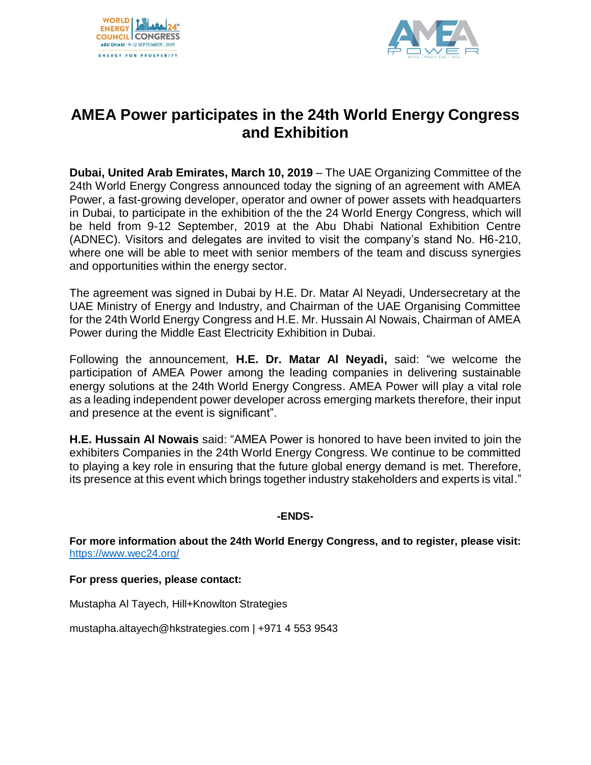# AMEA Power participates in the 24th World Energy Congress and Exhibition

**Dubai, United Arab Emirates, March 10, 2019** – The UAE Organizing Committee of the 24th World Energy Congress announced today the signing of an agreement with AMEA Power, a fast-growing developer, operator and owner of power assets with headquarters in Dubai, to participate in the exhibition of the the 24 World Energy Congress, which will be held from 9-12 September, 2019 at the Abu Dhabi National Exhibition Centre (ADNEC). Visitors and delegates are invited to visit the company's stand No. H6-210, where one will be able to meet with senior members of the team and discuss synergies and opportunities within the energy sector.

The agreement was signed in Dubai by H.E. Dr. Matar Al Neyadi, Undersecretary at the UAE Ministry of Energy and Industry, and Chairman of the UAE Organising Committee for the 24th World Energy Congress and H.E. Mr. Hussain Al Nowais, Chairman of AMEA Power during the Middle East Electricity Exhibition in Dubai.

Following the announcement, **H.E. Dr. Matar Al Neyadi,** said: "we welcome the participation of AMEA Power among the leading companies in delivering sustainable energy solutions at the 24th World Energy Congress. AMEA Power will play a vital role as a leading independent power developer across emerging markets therefore, their input and presence at the event is significant".

**H.E. Hussain Al Nowais** said: "AMEA Power is honored to have been invited to join the exhibiters Companies in the 24th World Energy Congress. We continue to be committed to playing a key role in ensuring that the future global energy demand is met. Therefore, its presence at this event which brings together industry stakeholders and experts is vital."

**-ENDS-**

**For more information about the 24th World Energy Congress, and to register, please visit:** https://www.wec24.org/

**For press queries, please contact:**

Mustapha Al Tayech, Hill+Knowlton Strategies

mustapha.altayech@hkstrategies.com | +971 4 553 9543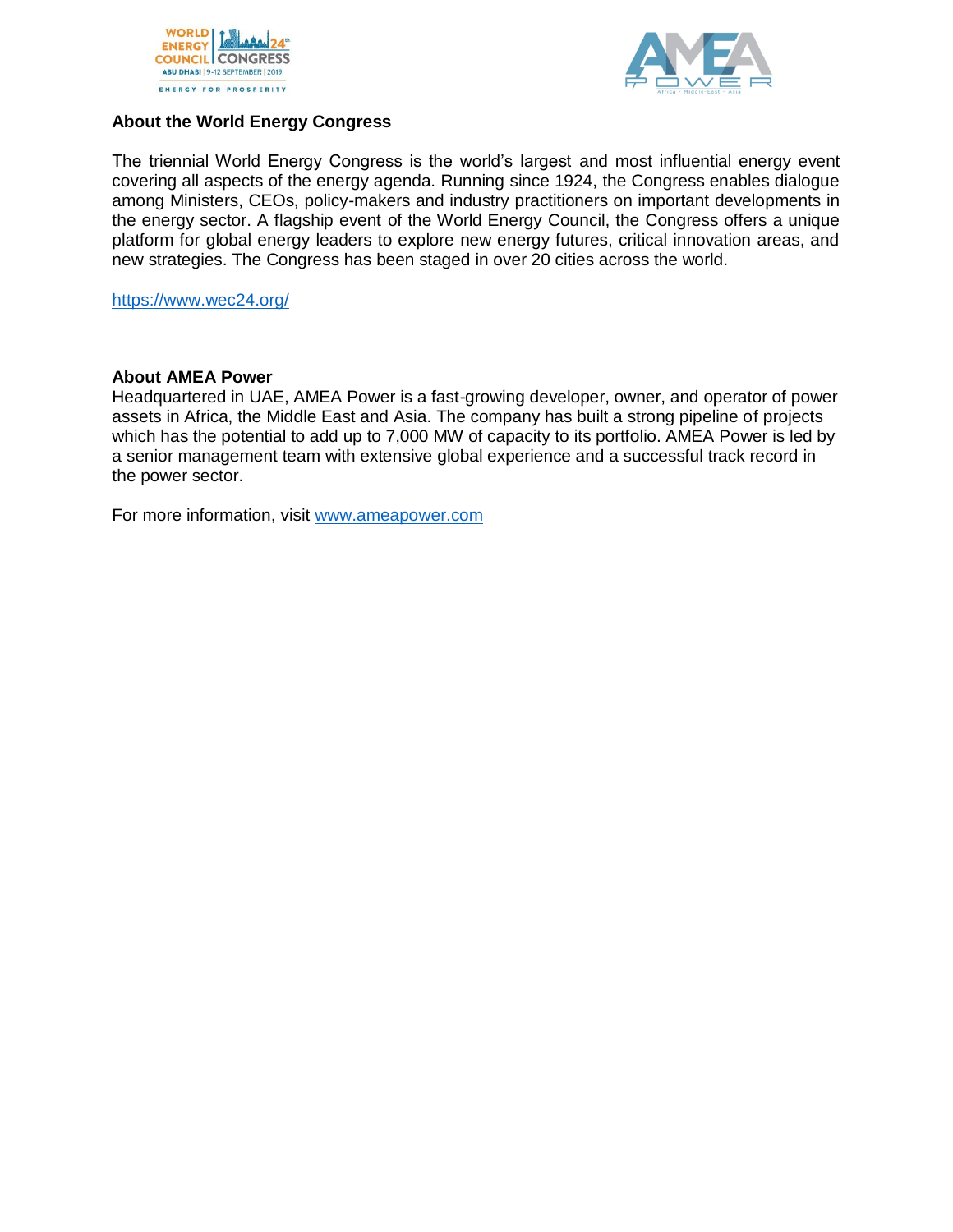## About the World Energy Congress

The triennial World Energy Congress is the world's largest and most influential energy event covering all aspects of the energy agenda. Running since 1924, the Congress enables dialogue among Ministers, CEOs, policy-makers and industry practitioners on important developments in the energy sector. A flagship event of the World Energy Council, the Congress offers a unique platform for global energy leaders to explore new energy futures, critical innovation areas, and new strategies. The Congress has been staged in over 20 cities across the world.

https://www.wec24.org/

## About AMEA Power

Headquartered in UAE, AMEA Power is a fast-growing developer, owner, and operator of power assets in Africa, the Middle East and Asia. The company has built a strong pipeline of projects which has the potential to add up to 7,000 MW of capacity to its portfolio. AMEA Power is led by a senior management team with extensive global experience and a successful track record in the power sector.

For more information, visit www.ameapower.com